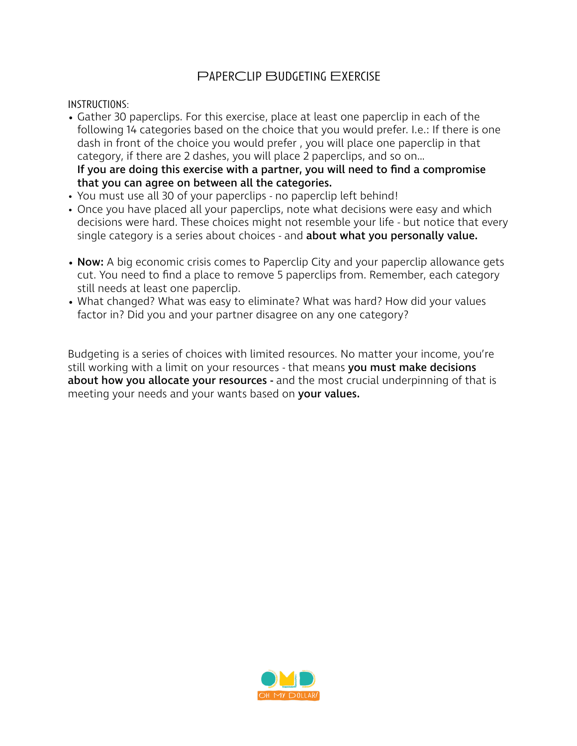# Paperclip Budgeting Exercise

INSTRUCTIONS:

- Gather 30 paperclips. For this exercise, place at least one paperclip in each of the following 14 categories based on the choice that you would prefer. I.e.: If there is one dash in front of the choice you would prefer , you will place one paperclip in that category, if there are 2 dashes, you will place 2 paperclips, and so on...
  **If you are doing this exercise with a partner, you will need to find a compromise that you can agree on between all the categories.**
- You must use all 30 of your paperclips - no paperclip left behind!
- Once you have placed all your paperclips, note what decisions were easy and which decisions were hard. These choices might not resemble your life - but notice that every single category is a series about choices - and **about what you personally value.**

- **Now:** A big economic crisis comes to Paperclip City and your paperclip allowance gets cut. You need to find a place to remove 5 paperclips from. Remember, each category still needs at least one paperclip.
- What changed? What was easy to eliminate? What was hard? How did your values factor in? Did you and your partner disagree on any one category?

Budgeting is a series of choices with limited resources. No matter your income, you're still working with a limit on your resources - that means **you must make decisions about how you allocate your resources -** and the most crucial underpinning of that is meeting your needs and your wants based on **your values.**

OMD
OH MY DOLLAR!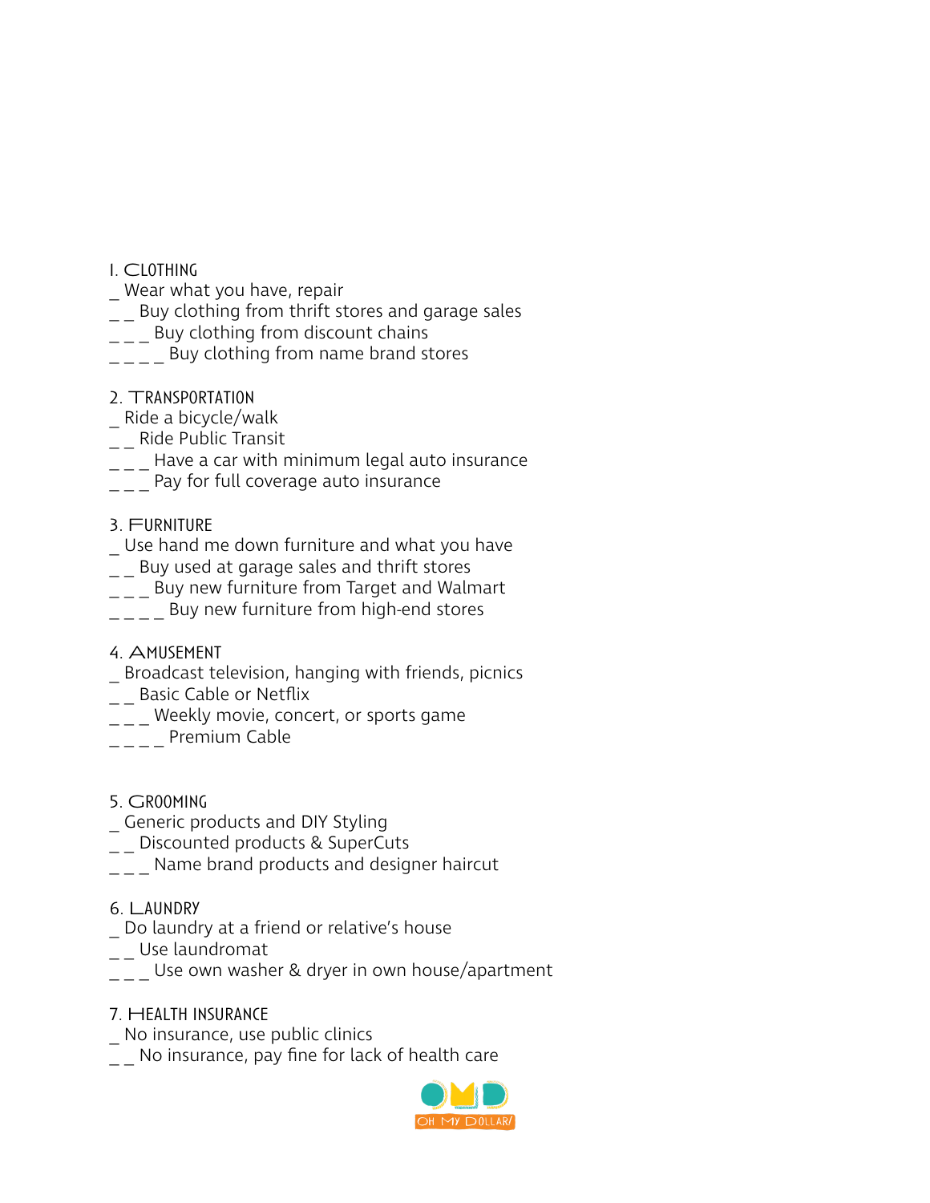1. CLOTHING
_ Wear what you have, repair
_ _ Buy clothing from thrift stores and garage sales
_ _ _ Buy clothing from discount chains
_ _ _ _ Buy clothing from name brand stores

2. TRANSPORTATION
_ Ride a bicycle/walk
_ _ Ride Public Transit
_ _ _ Have a car with minimum legal auto insurance
_ _ _ Pay for full coverage auto insurance

3. FURNITURE
_ Use hand me down furniture and what you have
_ _ Buy used at garage sales and thrift stores
_ _ _ Buy new furniture from Target and Walmart
_ _ _ _ Buy new furniture from high-end stores

4. AMUSEMENT
_ Broadcast television, hanging with friends, picnics
_ _ Basic Cable or Netflix
_ _ _ Weekly movie, concert, or sports game
_ _ _ _ Premium Cable

5. GROOMING
_ Generic products and DIY Styling
_ _ Discounted products & SuperCuts
_ _ _ Name brand products and designer haircut

6. LAUNDRY
_ Do laundry at a friend or relative's house
_ _ Use laundromat
_ _ _ Use own washer & dryer in own house/apartment

7. HEALTH INSURANCE
_ No insurance, use public clinics
_ _ No insurance, pay fine for lack of health care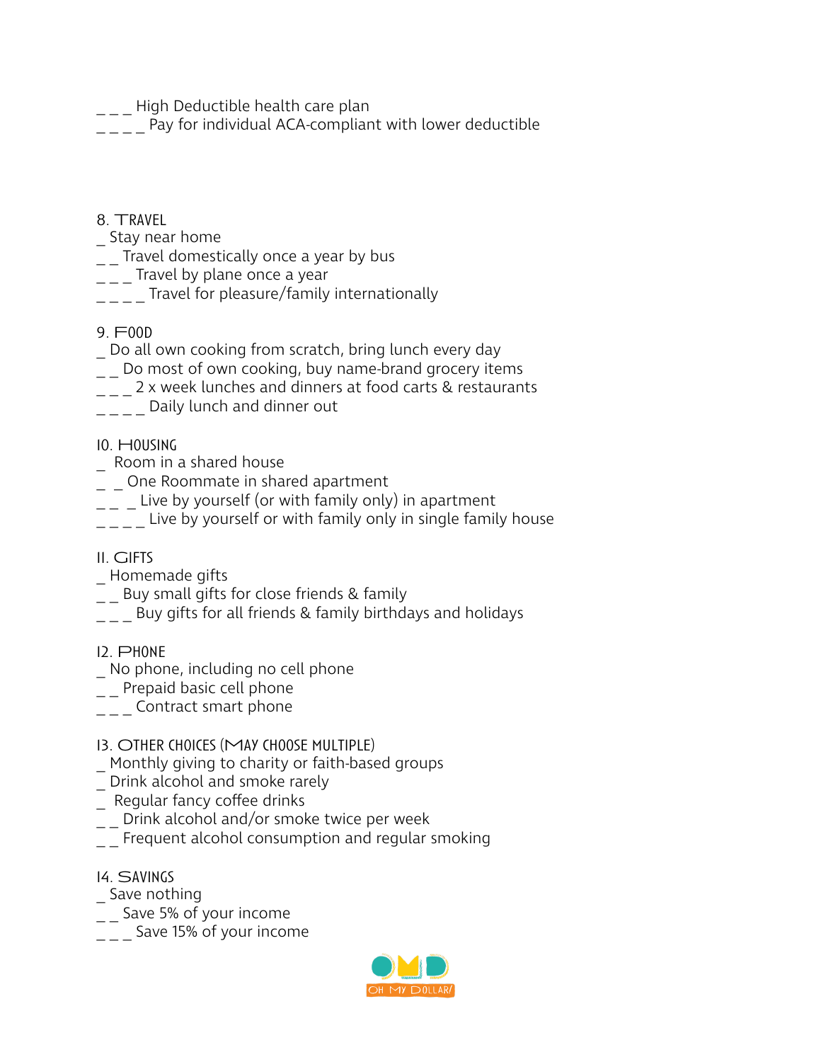_ _ _ High Deductible health care plan
_ _ _ _ Pay for individual ACA-compliant with lower deductible

8. TRAVEL
_ Stay near home
_ _ Travel domestically once a year by bus
_ _ _ Travel by plane once a year
_ _ _ _ Travel for pleasure/family internationally

9. FOOD
_ Do all own cooking from scratch, bring lunch every day
_ _ Do most of own cooking, buy name-brand grocery items
_ _ _ 2 x week lunches and dinners at food carts & restaurants
_ _ _ _ Daily lunch and dinner out

10. HOUSING
_ Room in a shared house
_ _ One Roommate in shared apartment
_ _ _ Live by yourself (or with family only) in apartment
_ _ _ _ Live by yourself or with family only in single family house

11. GIFTS
_ Homemade gifts
_ _ Buy small gifts for close friends & family
_ _ _ Buy gifts for all friends & family birthdays and holidays

12. PHONE
_ No phone, including no cell phone
_ _ Prepaid basic cell phone
_ _ _ Contract smart phone

13. OTHER CHOICES (MAY CHOOSE MULTIPLE)
_ Monthly giving to charity or faith-based groups
_ Drink alcohol and smoke rarely
_ Regular fancy coffee drinks
_ _ Drink alcohol and/or smoke twice per week
_ _ Frequent alcohol consumption and regular smoking

14. SAVINGS
_ Save nothing
_ _ Save 5% of your income
_ _ _ Save 15% of your income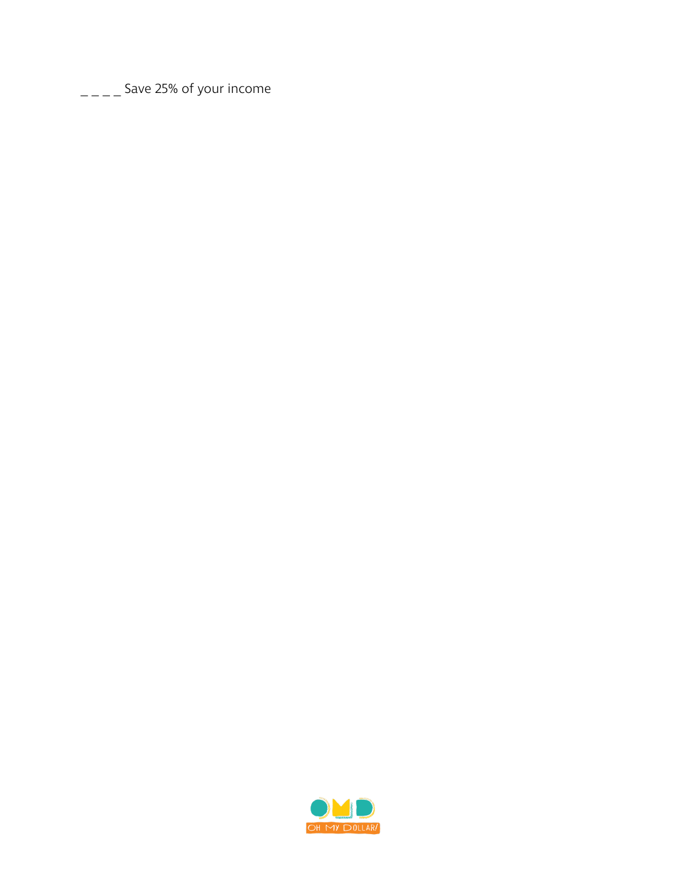_ _ _ _ Save 25% of your income